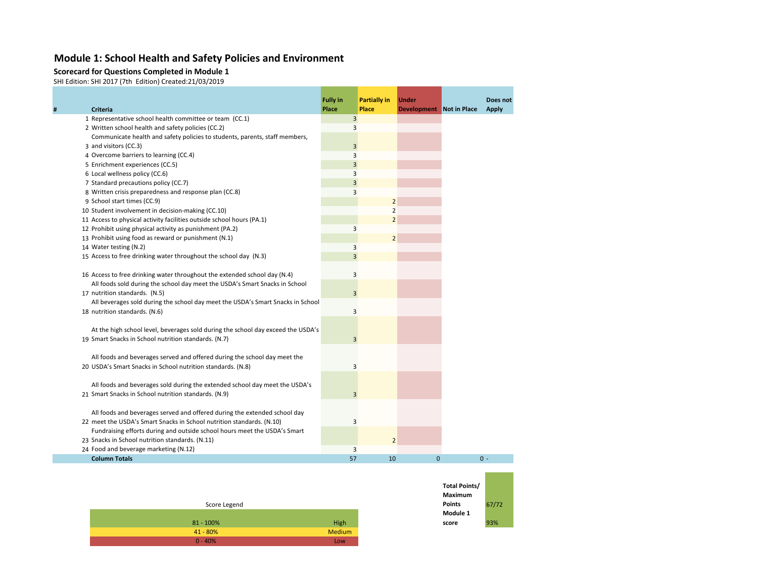# Module 1: School Health and Safety Policies and Environment

## Scorecard for Questions Completed in Module 1

SHI Edition: SHI 2017 (7th Edition) Created:21/03/2019

| # | Criteria | Fully in Place | Partially in Place | Under Development | Not in Place | Does not Apply |
|---|---|---|---|---|---|---|
| 1 | Representative school health committee or team (CC.1) | 3 | | | | |
| 2 | Written school health and safety policies (CC.2) | 3 | | | | |
| 3 | Communicate health and safety policies to students, parents, staff members, and visitors (CC.3) | 3 | | | | |
| 4 | Overcome barriers to learning (CC.4) | 3 | | | | |
| 5 | Enrichment experiences (CC.5) | 3 | | | | |
| 6 | Local wellness policy (CC.6) | 3 | | | | |
| 7 | Standard precautions policy (CC.7) | 3 | | | | |
| 8 | Written crisis preparedness and response plan (CC.8) | 3 | | | | |
| 9 | School start times (CC.9) | | 2 | | | |
| 10 | Student involvement in decision-making (CC.10) | | 2 | | | |
| 11 | Access to physical activity facilities outside school hours (PA.1) | | 2 | | | |
| 12 | Prohibit using physical activity as punishment (PA.2) | 3 | | | | |
| 13 | Prohibit using food as reward or punishment (N.1) | | 2 | | | |
| 14 | Water testing (N.2) | 3 | | | | |
| 15 | Access to free drinking water throughout the school day (N.3) | 3 | | | | |
| 16 | Access to free drinking water throughout the extended school day (N.4) | 3 | | | | |
| 17 | All foods sold during the school day meet the USDA's Smart Snacks in School nutrition standards. (N.5) | 3 | | | | |
| 18 | All beverages sold during the school day meet the USDA's Smart Snacks in School nutrition standards. (N.6) | 3 | | | | |
| 19 | At the high school level, beverages sold during the school day exceed the USDA's Smart Snacks in School nutrition standards. (N.7) | 3 | | | | |
| 20 | All foods and beverages served and offered during the school day meet the USDA's Smart Snacks in School nutrition standards. (N.8) | 3 | | | | |
| 21 | All foods and beverages sold during the extended school day meet the USDA's Smart Snacks in School nutrition standards. (N.9) | 3 | | | | |
| 22 | All foods and beverages served and offered during the extended school day meet the USDA's Smart Snacks in School nutrition standards. (N.10) | 3 | | | | |
| 23 | Fundraising efforts during and outside school hours meet the USDA's Smart Snacks in School nutrition standards. (N.11) | | 2 | | | |
| 24 | Food and beverage marketing (N.12) | 3 | | | | |
| | **Column Totals** | 57 | 10 | 0 | 0 | - |

| **Total Points/ Maximum Points** | 67/72 |
|---|---|
| **Module 1 score** | 93% |

| Score Legend | |
|---|---|
| 81 - 100% | High |
| 41 - 80% | Medium |
| 0 - 40% | Low |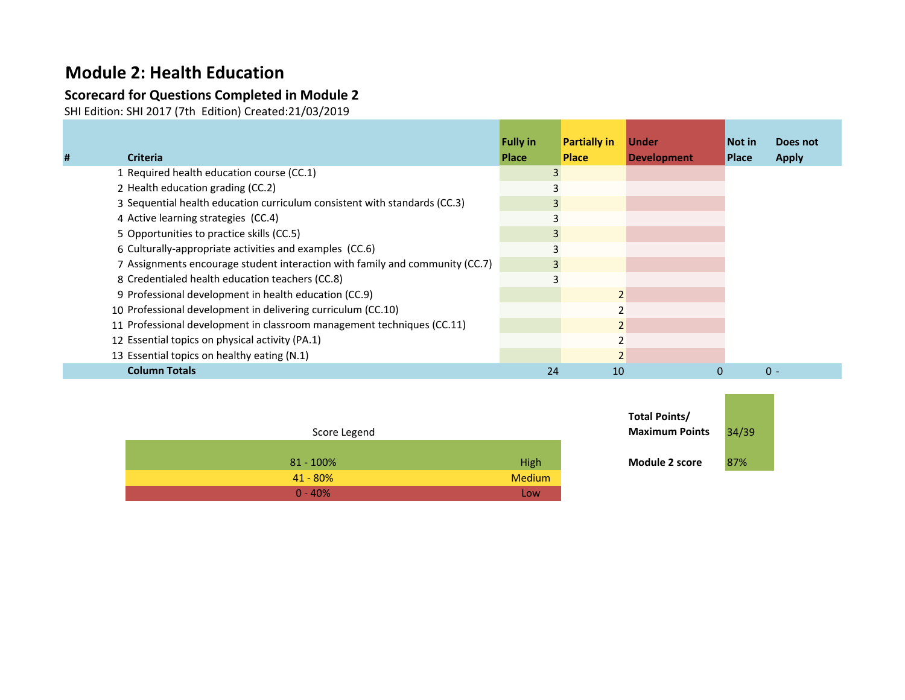# Module 2: Health Education

## Scorecard for Questions Completed in Module 2

SHI Edition: SHI 2017 (7th Edition) Created:21/03/2019

| # | Criteria | Fully in Place | Partially in Place | Under Development | Not in Place | Does not Apply |
|---|---|---|---|---|---|---|
| 1 | Required health education course (CC.1) | 3 | | | | |
| 2 | Health education grading (CC.2) | 3 | | | | |
| 3 | Sequential health education curriculum consistent with standards (CC.3) | 3 | | | | |
| 4 | Active learning strategies (CC.4) | 3 | | | | |
| 5 | Opportunities to practice skills (CC.5) | 3 | | | | |
| 6 | Culturally-appropriate activities and examples (CC.6) | 3 | | | | |
| 7 | Assignments encourage student interaction with family and community (CC.7) | 3 | | | | |
| 8 | Credentialed health education teachers (CC.8) | 3 | | | | |
| 9 | Professional development in health education (CC.9) | | 2 | | | |
| 10 | Professional development in delivering curriculum (CC.10) | | 2 | | | |
| 11 | Professional development in classroom management techniques (CC.11) | | 2 | | | |
| 12 | Essential topics on physical activity (PA.1) | | 2 | | | |
| 13 | Essential topics on healthy eating (N.1) | | 2 | | | |
| | **Column Totals** | 24 | 10 | 0 | 0 | - |

Score Legend

| Score | Level |
|---|---|
| 81 - 100% | High |
| 41 - 80% | Medium |
| 0 - 40% | Low |

| | |
|---|---|
| **Total Points/ Maximum Points** | 34/39 |
| **Module 2 score** | 87% |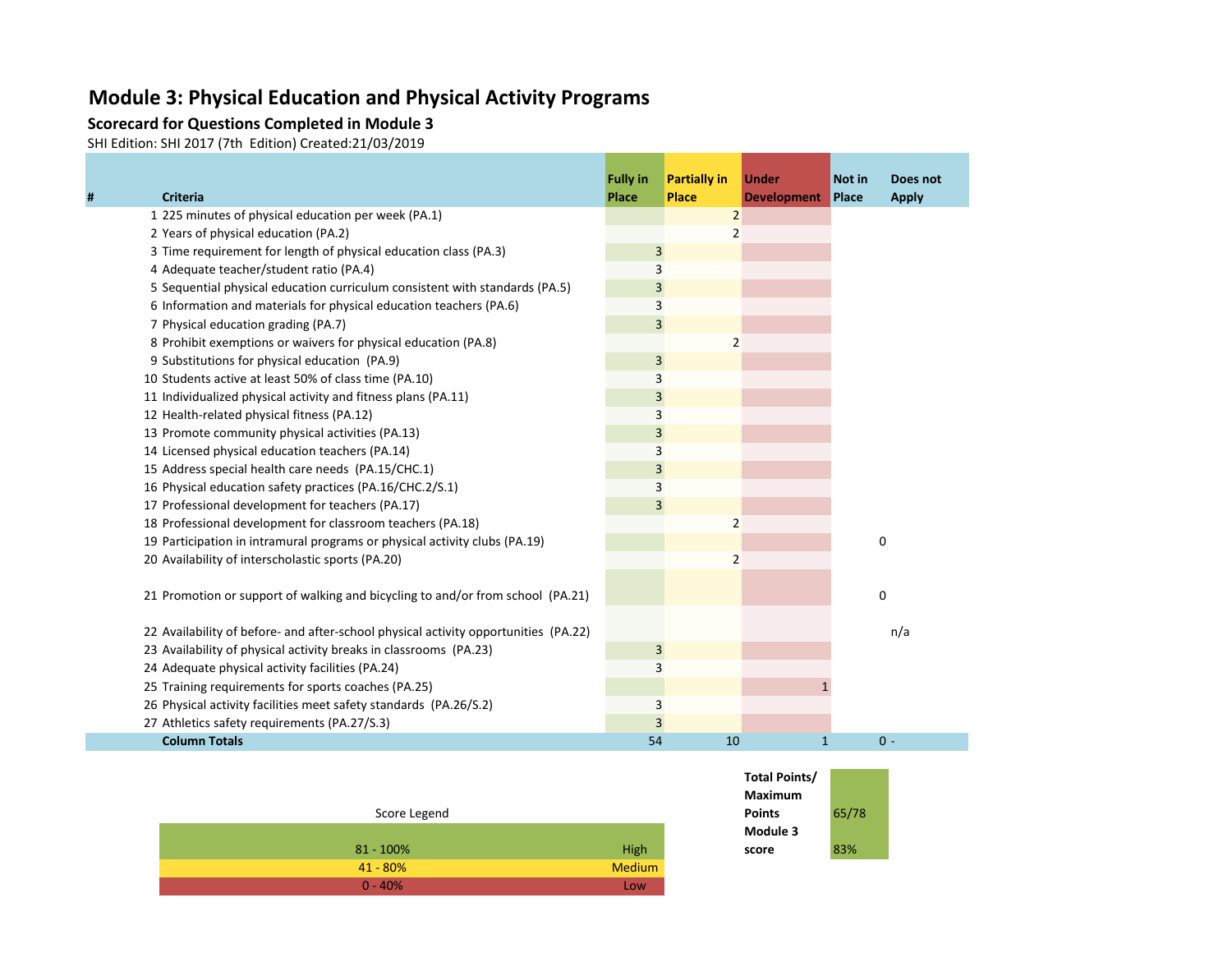# Module 3: Physical Education and Physical Activity Programs

## Scorecard for Questions Completed in Module 3

SHI Edition: SHI 2017 (7th Edition) Created:21/03/2019

| # | Criteria | Fully in Place | Partially in Place | Under Development | Not in Place | Does not Apply |
|---|---|---|---|---|---|---|
| 1 | 225 minutes of physical education per week (PA.1) | | 2 | | | |
| 2 | Years of physical education (PA.2) | | 2 | | | |
| 3 | Time requirement for length of physical education class (PA.3) | 3 | | | | |
| 4 | Adequate teacher/student ratio (PA.4) | 3 | | | | |
| 5 | Sequential physical education curriculum consistent with standards (PA.5) | 3 | | | | |
| 6 | Information and materials for physical education teachers (PA.6) | 3 | | | | |
| 7 | Physical education grading (PA.7) | 3 | | | | |
| 8 | Prohibit exemptions or waivers for physical education (PA.8) | | 2 | | | |
| 9 | Substitutions for physical education (PA.9) | 3 | | | | |
| 10 | Students active at least 50% of class time (PA.10) | 3 | | | | |
| 11 | Individualized physical activity and fitness plans (PA.11) | 3 | | | | |
| 12 | Health-related physical fitness (PA.12) | 3 | | | | |
| 13 | Promote community physical activities (PA.13) | 3 | | | | |
| 14 | Licensed physical education teachers (PA.14) | 3 | | | | |
| 15 | Address special health care needs (PA.15/CHC.1) | 3 | | | | |
| 16 | Physical education safety practices (PA.16/CHC.2/S.1) | 3 | | | | |
| 17 | Professional development for teachers (PA.17) | 3 | | | | |
| 18 | Professional development for classroom teachers (PA.18) | | 2 | | | |
| 19 | Participation in intramural programs or physical activity clubs (PA.19) | | | | 0 | |
| 20 | Availability of interscholastic sports (PA.20) | | 2 | | | |
| 21 | Promotion or support of walking and bicycling to and/or from school (PA.21) | | | | 0 | |
| 22 | Availability of before- and after-school physical activity opportunities (PA.22) | | | | | n/a |
| 23 | Availability of physical activity breaks in classrooms (PA.23) | 3 | | | | |
| 24 | Adequate physical activity facilities (PA.24) | 3 | | | | |
| 25 | Training requirements for sports coaches (PA.25) | | | 1 | | |
| 26 | Physical activity facilities meet safety standards (PA.26/S.2) | 3 | | | | |
| 27 | Athletics safety requirements (PA.27/S.3) | 3 | | | | |
| | **Column Totals** | 54 | 10 | 1 | 0 | - |

| **Total Points/ Maximum Points** | 65/78 |
|---|---|
| **Module 3 score** | 83% |

| Score Legend | |
|---|---|
| 81 - 100% | High |
| 41 - 80% | Medium |
| 0 - 40% | Low |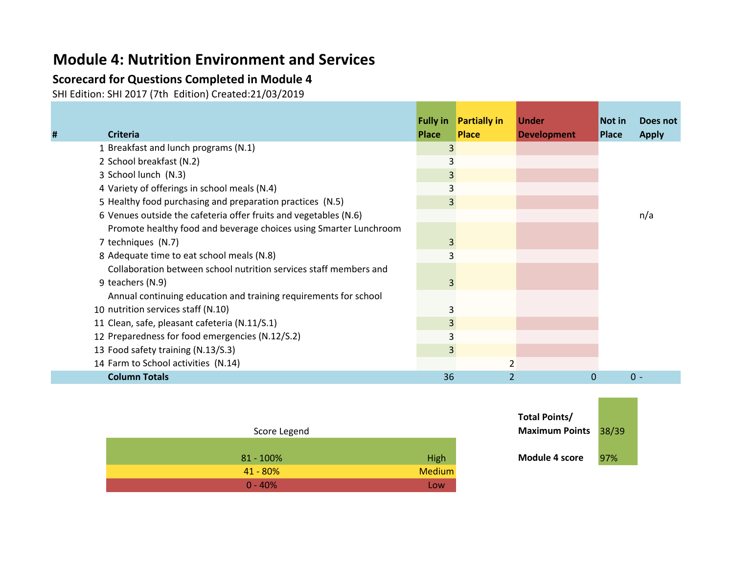# Module 4: Nutrition Environment and Services

## Scorecard for Questions Completed in Module 4

SHI Edition: SHI 2017 (7th Edition) Created:21/03/2019

| # | Criteria | Fully in Place | Partially in Place | Under Development | Not in Place | Does not Apply |
|---|---|---|---|---|---|---|
| 1 | Breakfast and lunch programs (N.1) | 3 | | | | |
| 2 | School breakfast (N.2) | 3 | | | | |
| 3 | School lunch (N.3) | 3 | | | | |
| 4 | Variety of offerings in school meals (N.4) | 3 | | | | |
| 5 | Healthy food purchasing and preparation practices (N.5) | 3 | | | | |
| 6 | Venues outside the cafeteria offer fruits and vegetables (N.6) | | | | | n/a |
| 7 | Promote healthy food and beverage choices using Smarter Lunchroom techniques (N.7) | 3 | | | | |
| 8 | Adequate time to eat school meals (N.8) | 3 | | | | |
| 9 | Collaboration between school nutrition services staff members and teachers (N.9) | 3 | | | | |
| 10 | Annual continuing education and training requirements for school nutrition services staff (N.10) | 3 | | | | |
| 11 | Clean, safe, pleasant cafeteria (N.11/S.1) | 3 | | | | |
| 12 | Preparedness for food emergencies (N.12/S.2) | 3 | | | | |
| 13 | Food safety training (N.13/S.3) | 3 | | | | |
| 14 | Farm to School activities (N.14) | | 2 | | | |
| | **Column Totals** | 36 | 2 | 0 | 0 | - |

Score Legend

| Range | Level |
|---|---|
| 81 - 100% | High |
| 41 - 80% | Medium |
| 0 - 40% | Low |

| | |
|---|---|
| **Total Points/ Maximum Points** | 38/39 |
| **Module 4 score** | 97% |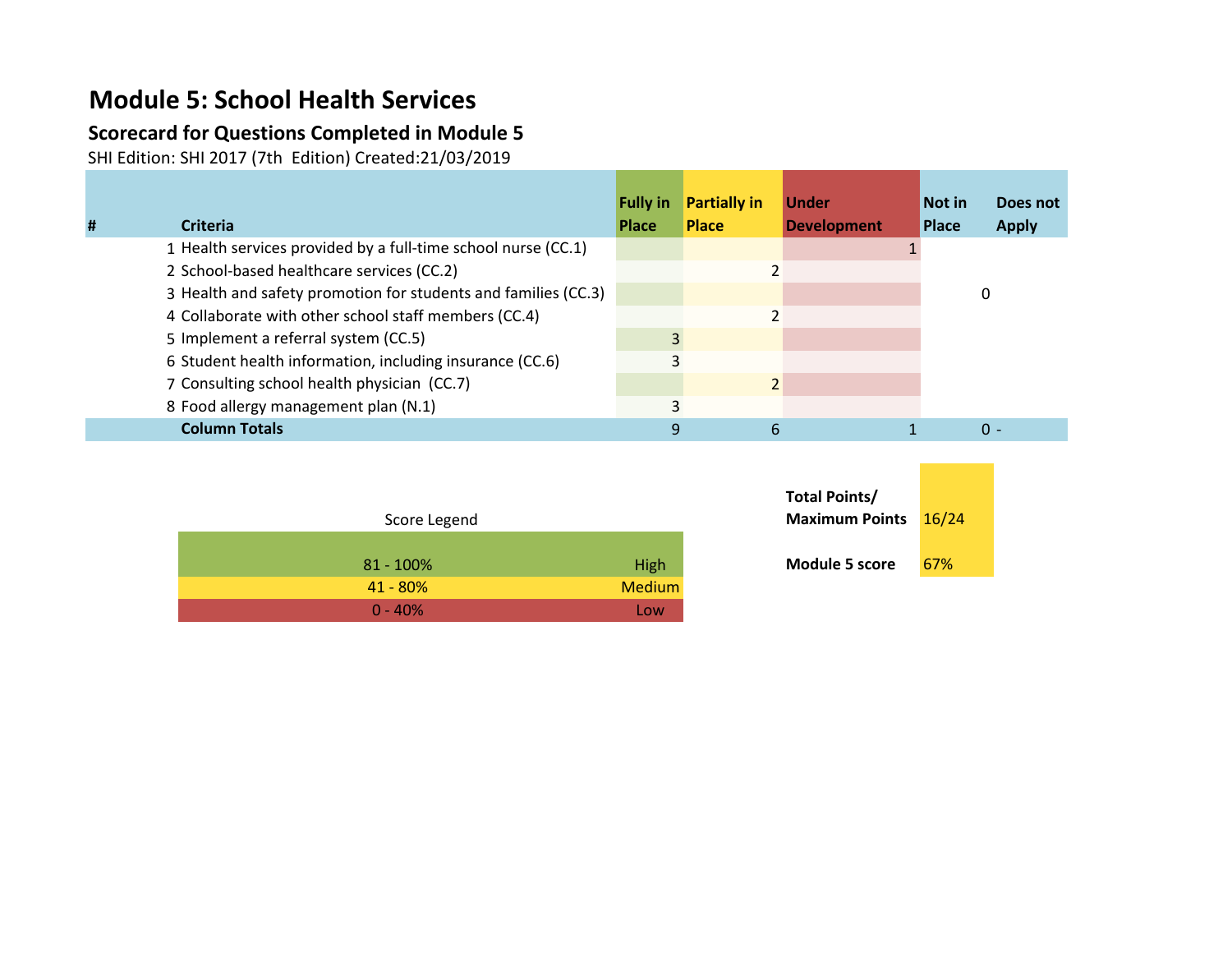# Module 5: School Health Services

## Scorecard for Questions Completed in Module 5

SHI Edition: SHI 2017 (7th  Edition) Created:21/03/2019

| # | Criteria | Fully in Place | Partially in Place | Under Development | Not in Place | Does not Apply |
|---|---|---|---|---|---|---|
| 1 | Health services provided by a full-time school nurse (CC.1) | | | 1 | | |
| 2 | School-based healthcare services (CC.2) | | 2 | | | |
| 3 | Health and safety promotion for students and families (CC.3) | | | | 0 | |
| 4 | Collaborate with other school staff members (CC.4) | | 2 | | | |
| 5 | Implement a referral system (CC.5) | 3 | | | | |
| 6 | Student health information, including insurance (CC.6) | 3 | | | | |
| 7 | Consulting school health physician  (CC.7) | | 2 | | | |
| 8 | Food allergy management plan (N.1) | 3 | | | | |
| | **Column Totals** | 9 | 6 | 1 | 0 | - |

Score Legend

| | |
|---|---|
| 81 - 100% | High |
| 41 - 80% | Medium |
| 0 - 40% | Low |

| | |
|---|---|
| **Total Points/ Maximum Points** | 16/24 |
| **Module 5 score** | 67% |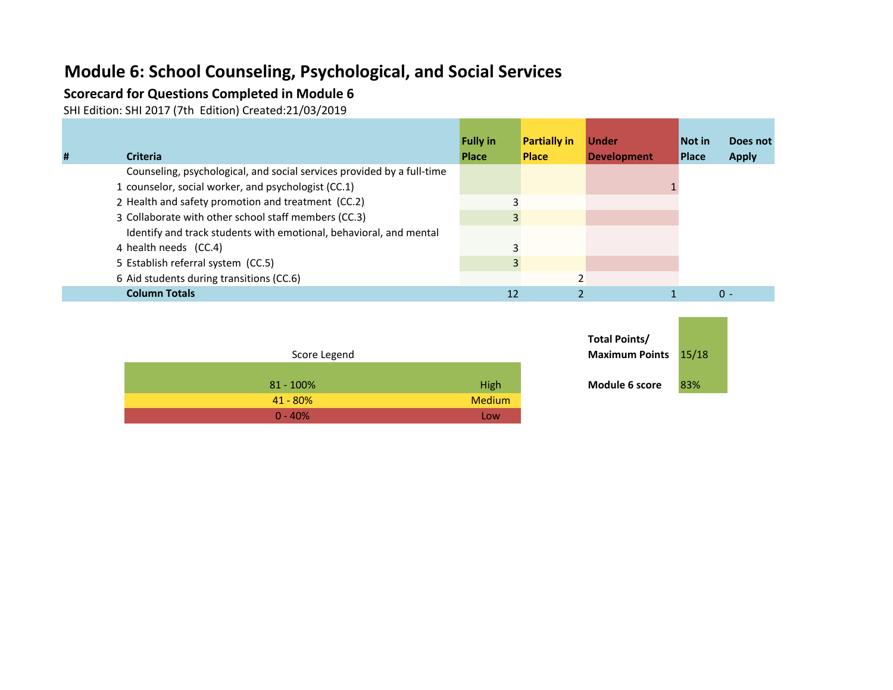# Module 6: School Counseling, Psychological, and Social Services

### Scorecard for Questions Completed in Module 6

SHI Edition: SHI 2017 (7th  Edition) Created:21/03/2019

| # | Criteria | Fully in Place | Partially in Place | Under Development | Not in Place | Does not Apply |
|---|---|---|---|---|---|---|
| 1 | Counseling, psychological, and social services provided by a full-time counselor, social worker, and psychologist (CC.1) | | | 1 | | |
| 2 | Health and safety promotion and treatment  (CC.2) | 3 | | | | |
| 3 | Collaborate with other school staff members (CC.3) | 3 | | | | |
| 4 | Identify and track students with emotional, behavioral, and mental health needs   (CC.4) | 3 | | | | |
| 5 | Establish referral system  (CC.5) | 3 | | | | |
| 6 | Aid students during transitions (CC.6) | | 2 | | | |
| | **Column Totals** | 12 | 2 | 1 | 0 | - |

| Score Legend | |
|---|---|
| 81 - 100% | High |
| 41 - 80% | Medium |
| 0 - 40% | Low |

| | |
|---|---|
| **Total Points/ Maximum Points** | 15/18 |
| **Module 6 score** | 83% |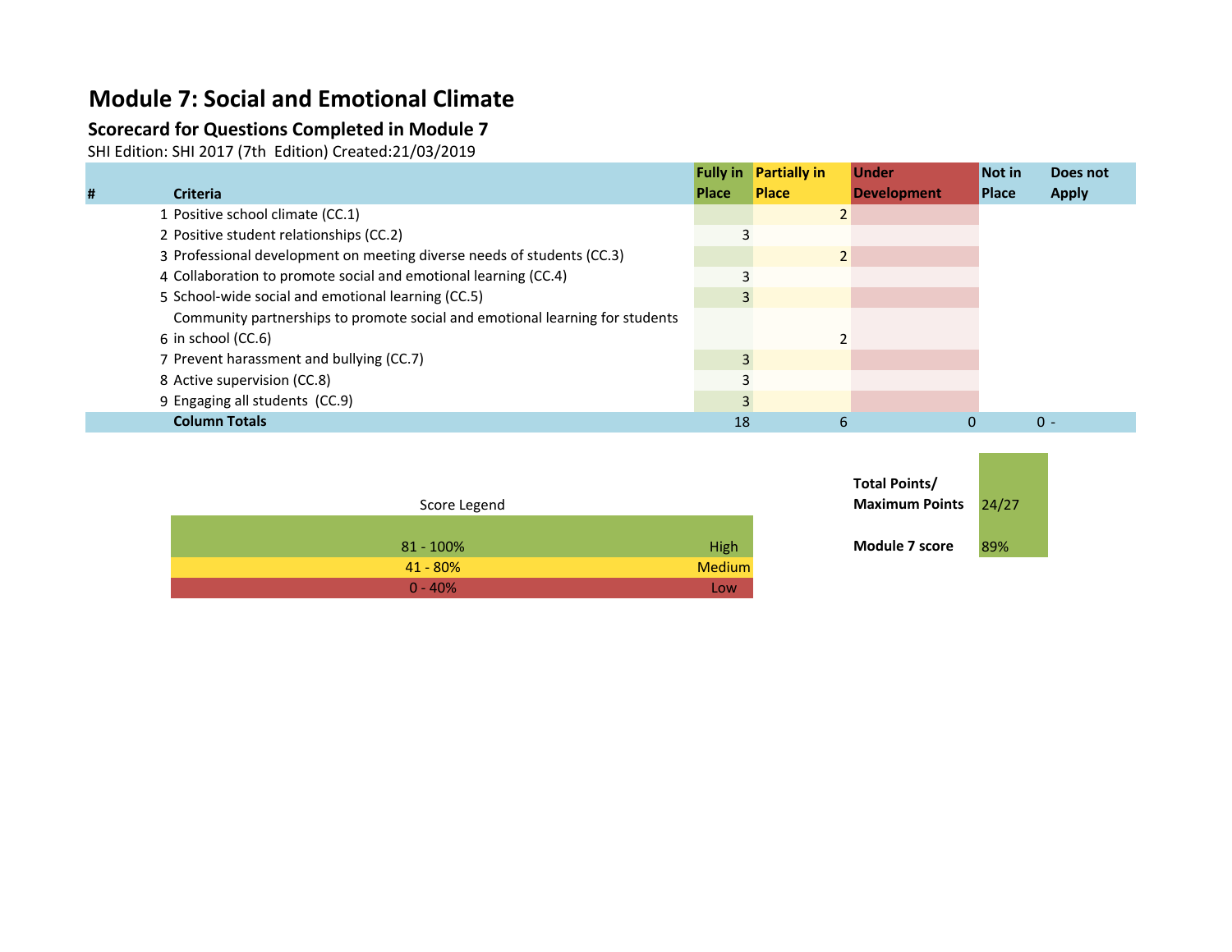# Module 7: Social and Emotional Climate

## Scorecard for Questions Completed in Module 7

SHI Edition: SHI 2017 (7th Edition) Created:21/03/2019

| # | Criteria | Fully in Place | Partially in Place | Under Development | Not in Place | Does not Apply |
|---|---|---|---|---|---|---|
| 1 | Positive school climate (CC.1) | | 2 | | | |
| 2 | Positive student relationships (CC.2) | 3 | | | | |
| 3 | Professional development on meeting diverse needs of students (CC.3) | | 2 | | | |
| 4 | Collaboration to promote social and emotional learning (CC.4) | 3 | | | | |
| 5 | School-wide social and emotional learning (CC.5) | 3 | | | | |
| 6 | Community partnerships to promote social and emotional learning for students in school (CC.6) | | 2 | | | |
| 7 | Prevent harassment and bullying (CC.7) | 3 | | | | |
| 8 | Active supervision (CC.8) | 3 | | | | |
| 9 | Engaging all students (CC.9) | 3 | | | | |
| | **Column Totals** | 18 | 6 | 0 | 0 | - |

| Score Legend | |
|---|---|
| 81 - 100% | High |
| 41 - 80% | Medium |
| 0 - 40% | Low |

| | |
|---|---|
| **Total Points/ Maximum Points** | 24/27 |
| **Module 7 score** | 89% |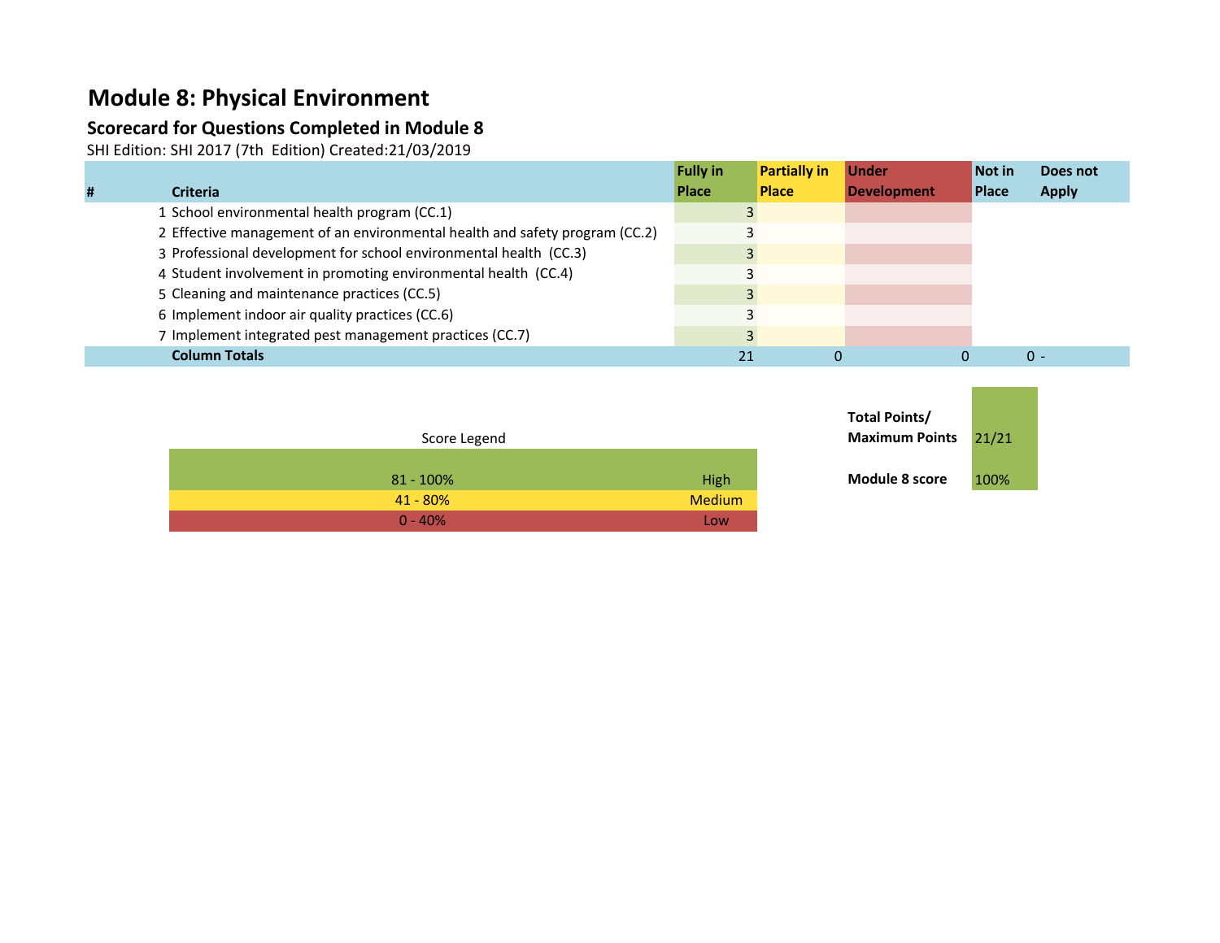# Module 8: Physical Environment

## Scorecard for Questions Completed in Module 8

SHI Edition: SHI 2017 (7th Edition) Created:21/03/2019

| # | Criteria | Fully in Place | Partially in Place | Under Development | Not in Place | Does not Apply |
|---|---|---|---|---|---|---|
| 1 | School environmental health program (CC.1) | 3 | | | | |
| 2 | Effective management of an environmental health and safety program (CC.2) | 3 | | | | |
| 3 | Professional development for school environmental health (CC.3) | 3 | | | | |
| 4 | Student involvement in promoting environmental health (CC.4) | 3 | | | | |
| 5 | Cleaning and maintenance practices (CC.5) | 3 | | | | |
| 6 | Implement indoor air quality practices (CC.6) | 3 | | | | |
| 7 | Implement integrated pest management practices (CC.7) | 3 | | | | |
| | **Column Totals** | 21 | 0 | 0 | 0 | - |

| Score Legend | |
|---|---|
| 81 - 100% | High |
| 41 - 80% | Medium |
| 0 - 40% | Low |

| | |
|---|---|
| **Total Points/ Maximum Points** | 21/21 |
| **Module 8 score** | 100% |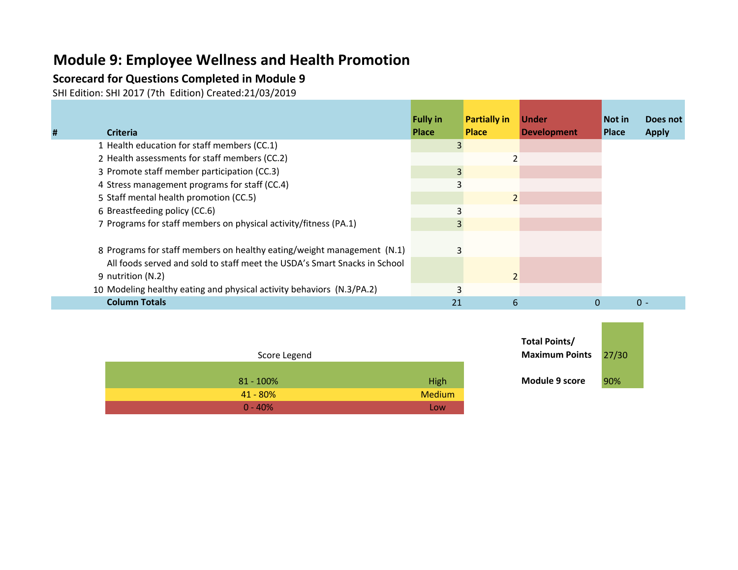# Module 9: Employee Wellness and Health Promotion

## Scorecard for Questions Completed in Module 9

SHI Edition: SHI 2017 (7th  Edition) Created:21/03/2019

| # | Criteria | Fully in Place | Partially in Place | Under Development | Not in Place | Does not Apply |
|---|---|---|---|---|---|---|
| 1 | Health education for staff members (CC.1) | 3 | | | | |
| 2 | Health assessments for staff members (CC.2) | | 2 | | | |
| 3 | Promote staff member participation (CC.3) | 3 | | | | |
| 4 | Stress management programs for staff (CC.4) | 3 | | | | |
| 5 | Staff mental health promotion (CC.5) | | 2 | | | |
| 6 | Breastfeeding policy (CC.6) | 3 | | | | |
| 7 | Programs for staff members on physical activity/fitness (PA.1) | 3 | | | | |
| 8 | Programs for staff members on healthy eating/weight management (N.1) | 3 | | | | |
| 9 | All foods served and sold to staff meet the USDA's Smart Snacks in School nutrition (N.2) | | 2 | | | |
| 10 | Modeling healthy eating and physical activity behaviors (N.3/PA.2) | 3 | | | | |
| | **Column Totals** | 21 | 6 | 0 | 0 | - |

Score Legend

| | |
|---|---|
| 81 - 100% | High |
| 41 - 80% | Medium |
| 0 - 40% | Low |

| | |
|---|---|
| **Total Points/ Maximum Points** | 27/30 |
| **Module 9 score** | 90% |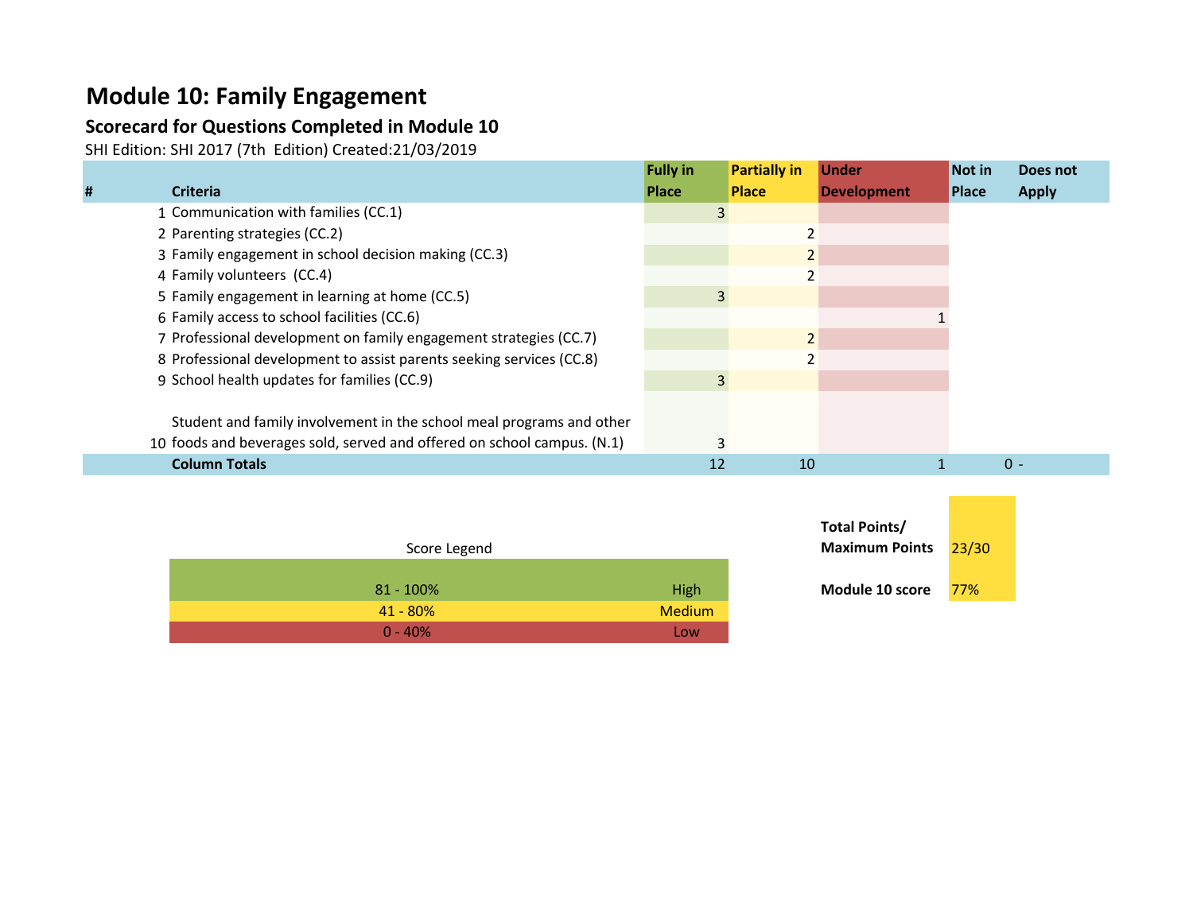# Module 10: Family Engagement

## Scorecard for Questions Completed in Module 10

SHI Edition: SHI 2017 (7th Edition) Created:21/03/2019

| # | Criteria | Fully in Place | Partially in Place | Under Development | Not in Place | Does not Apply |
|---|---|---|---|---|---|---|
| 1 | Communication with families (CC.1) | 3 | | | | |
| 2 | Parenting strategies (CC.2) | | 2 | | | |
| 3 | Family engagement in school decision making (CC.3) | | 2 | | | |
| 4 | Family volunteers (CC.4) | | 2 | | | |
| 5 | Family engagement in learning at home (CC.5) | 3 | | | | |
| 6 | Family access to school facilities (CC.6) | | | 1 | | |
| 7 | Professional development on family engagement strategies (CC.7) | | 2 | | | |
| 8 | Professional development to assist parents seeking services (CC.8) | | 2 | | | |
| 9 | School health updates for families (CC.9) | 3 | | | | |
| 10 | Student and family involvement in the school meal programs and other foods and beverages sold, served and offered on school campus. (N.1) | 3 | | | | |
| | **Column Totals** | 12 | 10 | 1 | 0 | - |

| Score Legend | |
|---|---|
| 81 - 100% | High |
| 41 - 80% | Medium |
| 0 - 40% | Low |

| | |
|---|---|
| **Total Points/ Maximum Points** | 23/30 |
| **Module 10 score** | 77% |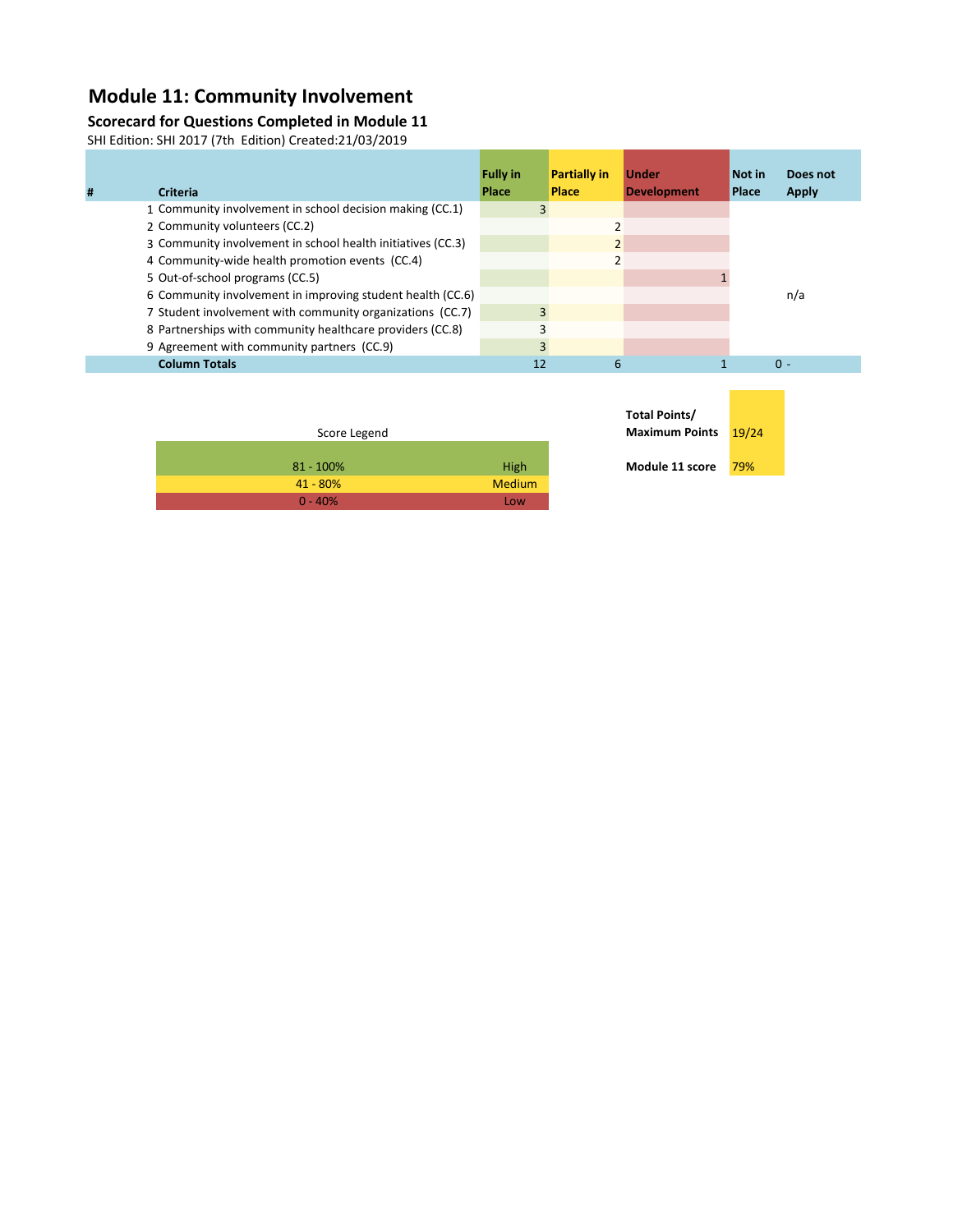# Module 11: Community Involvement

### Scorecard for Questions Completed in Module 11

SHI Edition: SHI 2017 (7th Edition) Created:21/03/2019

| # | Criteria | Fully in Place | Partially in Place | Under Development | Not in Place | Does not Apply |
|---|---|---|---|---|---|---|
| 1 | Community involvement in school decision making (CC.1) | 3 | | | | |
| 2 | Community volunteers (CC.2) | | 2 | | | |
| 3 | Community involvement in school health initiatives (CC.3) | | 2 | | | |
| 4 | Community-wide health promotion events (CC.4) | | 2 | | | |
| 5 | Out-of-school programs (CC.5) | | | 1 | | |
| 6 | Community involvement in improving student health (CC.6) | | | | | n/a |
| 7 | Student involvement with community organizations (CC.7) | 3 | | | | |
| 8 | Partnerships with community healthcare providers (CC.8) | 3 | | | | |
| 9 | Agreement with community partners (CC.9) | 3 | | | | |
| | **Column Totals** | 12 | 6 | 1 | 0 | - |

Score Legend

| | |
|---|---|
| 81 - 100% | High |
| 41 - 80% | Medium |
| 0 - 40% | Low |

**Total Points/ Maximum Points** 19/24

**Module 11 score** 79%